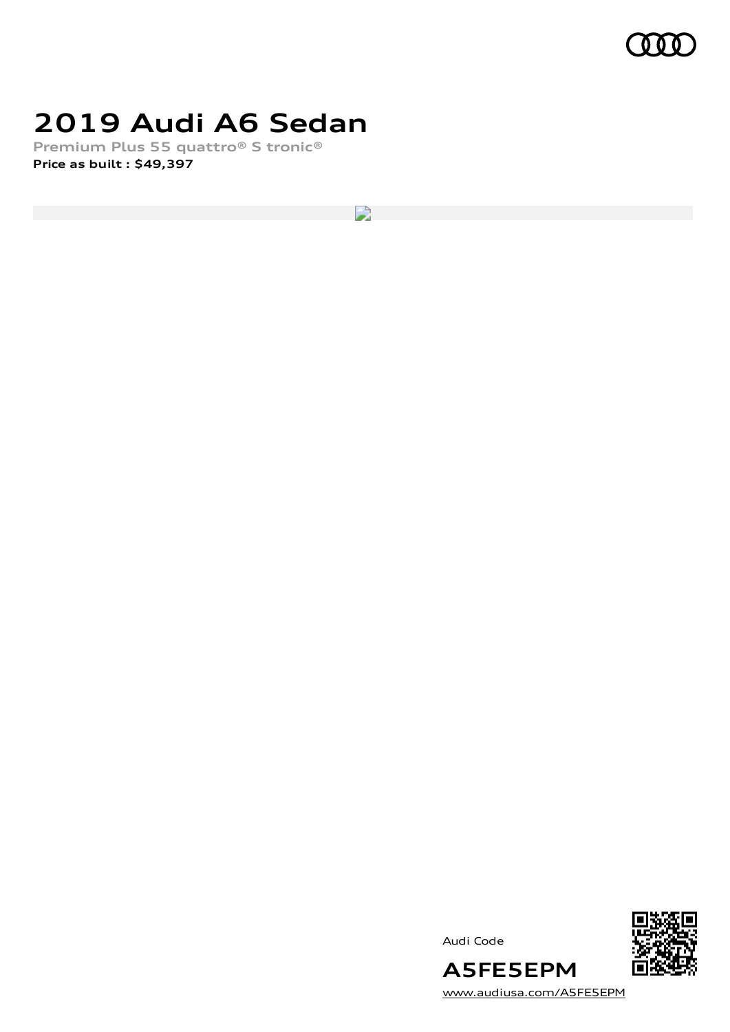# 2019 Audi A6 Sedan

**Premium Plus 55 quattro® S tronic®**

**Price as built : $49,397**

Audi Code

## A5FE5EPM

www.audiusa.com/A5FE5EPM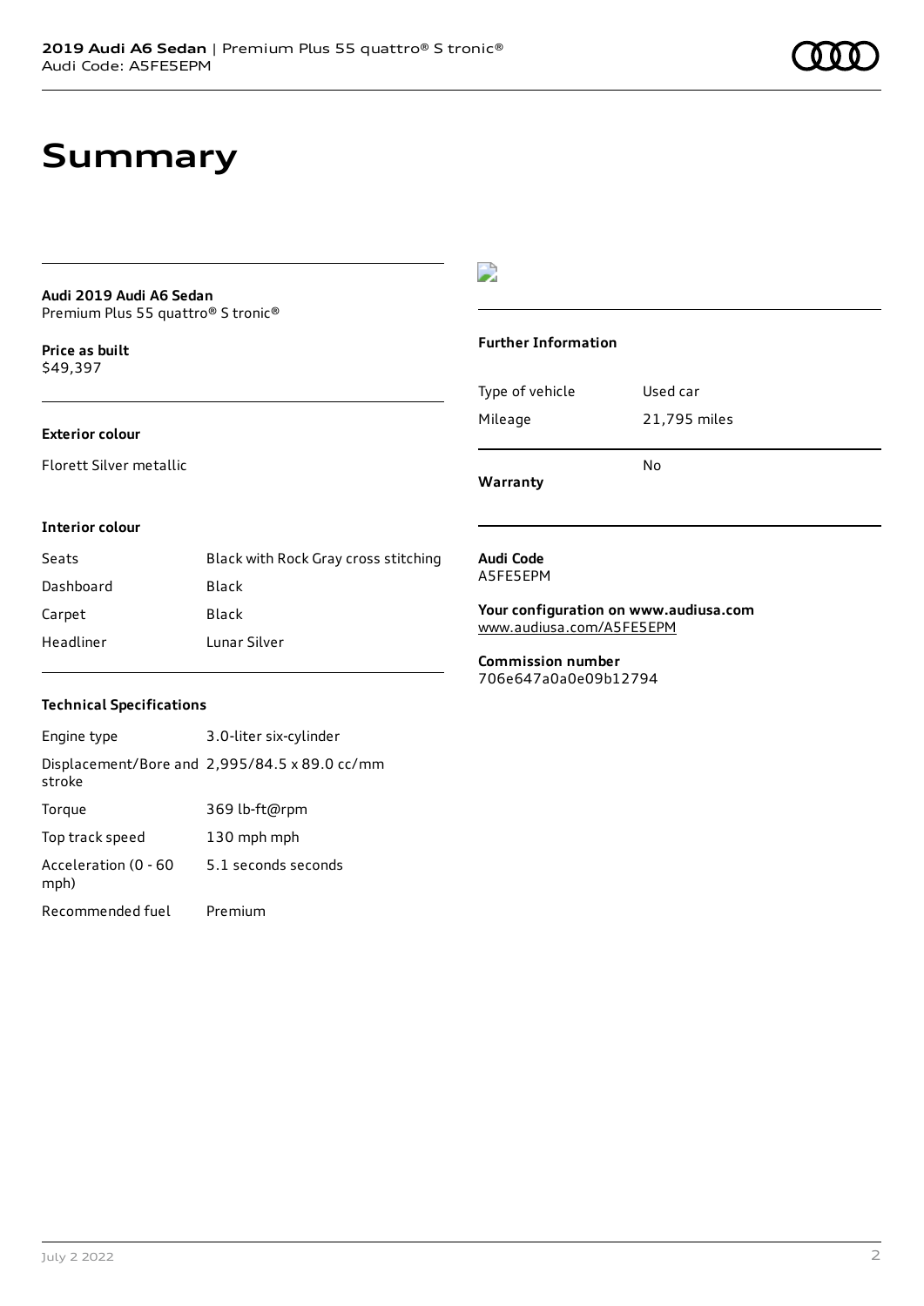# Summary

**Audi 2019 Audi A6 Sedan**
Premium Plus 55 quattro® S tronic®

**Price as built**
$49,397

**Exterior colour**

Florett Silver metallic

**Interior colour**

| | |
|---|---|
| Seats | Black with Rock Gray cross stitching |
| Dashboard | Black |
| Carpet | Black |
| Headliner | Lunar Silver |

**Technical Specifications**

| | |
|---|---|
| Engine type | 3.0-liter six-cylinder |
| Displacement/Bore and stroke | 2,995/84.5 x 89.0 cc/mm |
| Torque | 369 lb-ft@rpm |
| Top track speed | 130 mph mph |
| Acceleration (0 - 60 mph) | 5.1 seconds seconds |
| Recommended fuel | Premium |

**Further Information**

| | |
|---|---|
| Type of vehicle | Used car |
| Mileage | 21,795 miles |
| **Warranty** | No |

**Audi Code**
A5FE5EPM

**Your configuration on www.audiusa.com**
www.audiusa.com/A5FE5EPM

**Commission number**
706e647a0a0e09b12794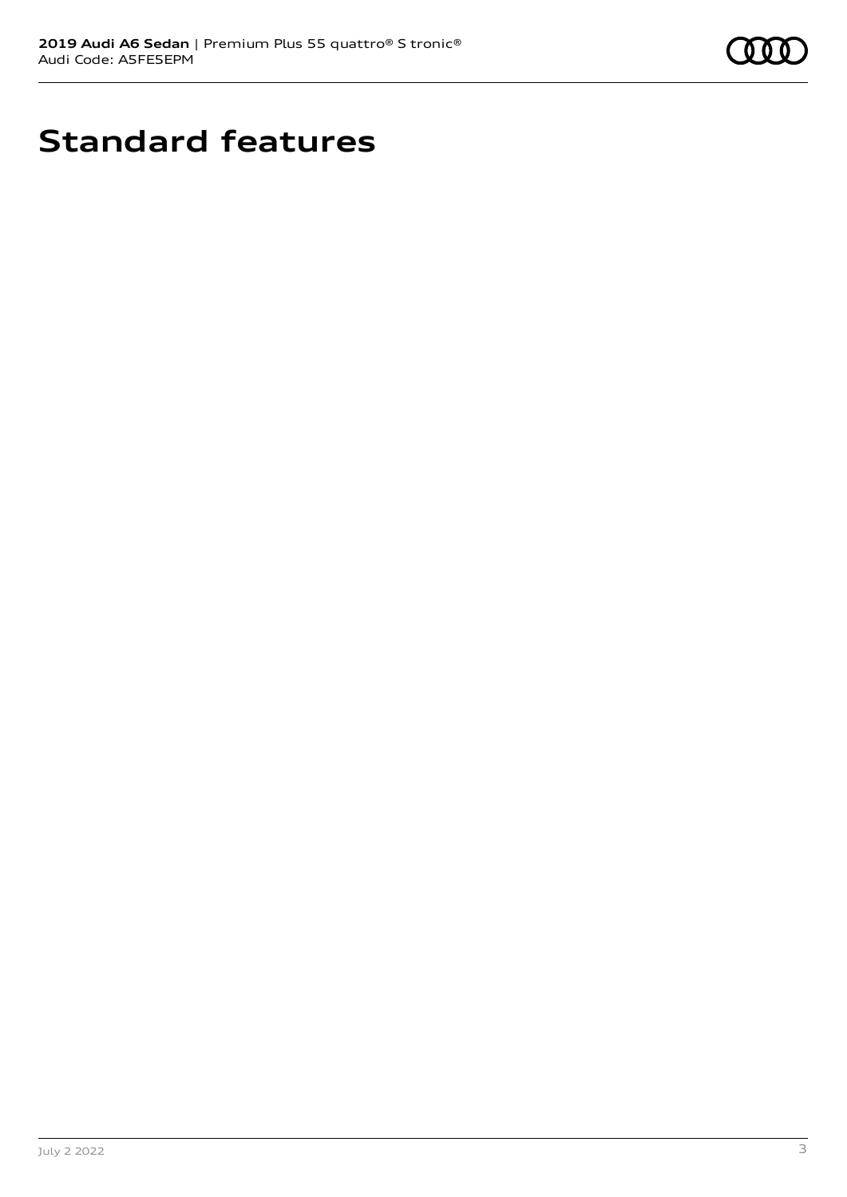# Standard features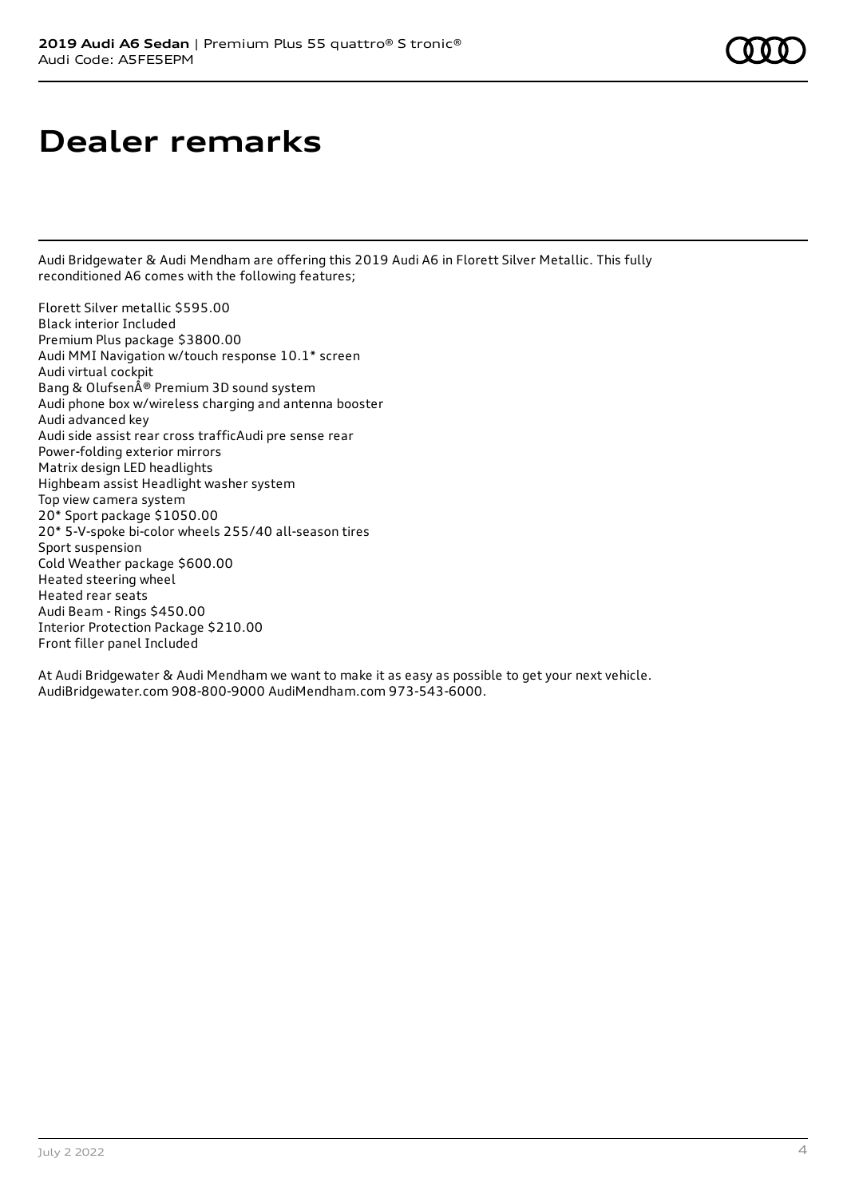# Dealer remarks

Audi Bridgewater & Audi Mendham are offering this 2019 Audi A6 in Florett Silver Metallic. This fully reconditioned A6 comes with the following features;

Florett Silver metallic $595.00
Black interior Included
Premium Plus package $3800.00
Audi MMI Navigation w/touch response 10.1* screen
Audi virtual cockpit
Bang & OlufsenÂ® Premium 3D sound system
Audi phone box w/wireless charging and antenna booster
Audi advanced key
Audi side assist rear cross trafficAudi pre sense rear
Power-folding exterior mirrors
Matrix design LED headlights
Highbeam assist Headlight washer system
Top view camera system
20* Sport package $1050.00
20* 5-V-spoke bi-color wheels 255/40 all-season tires
Sport suspension
Cold Weather package $600.00
Heated steering wheel
Heated rear seats
Audi Beam - Rings $450.00
Interior Protection Package $210.00
Front filler panel Included

At Audi Bridgewater & Audi Mendham we want to make it as easy as possible to get your next vehicle. AudiBridgewater.com 908-800-9000 AudiMendham.com 973-543-6000.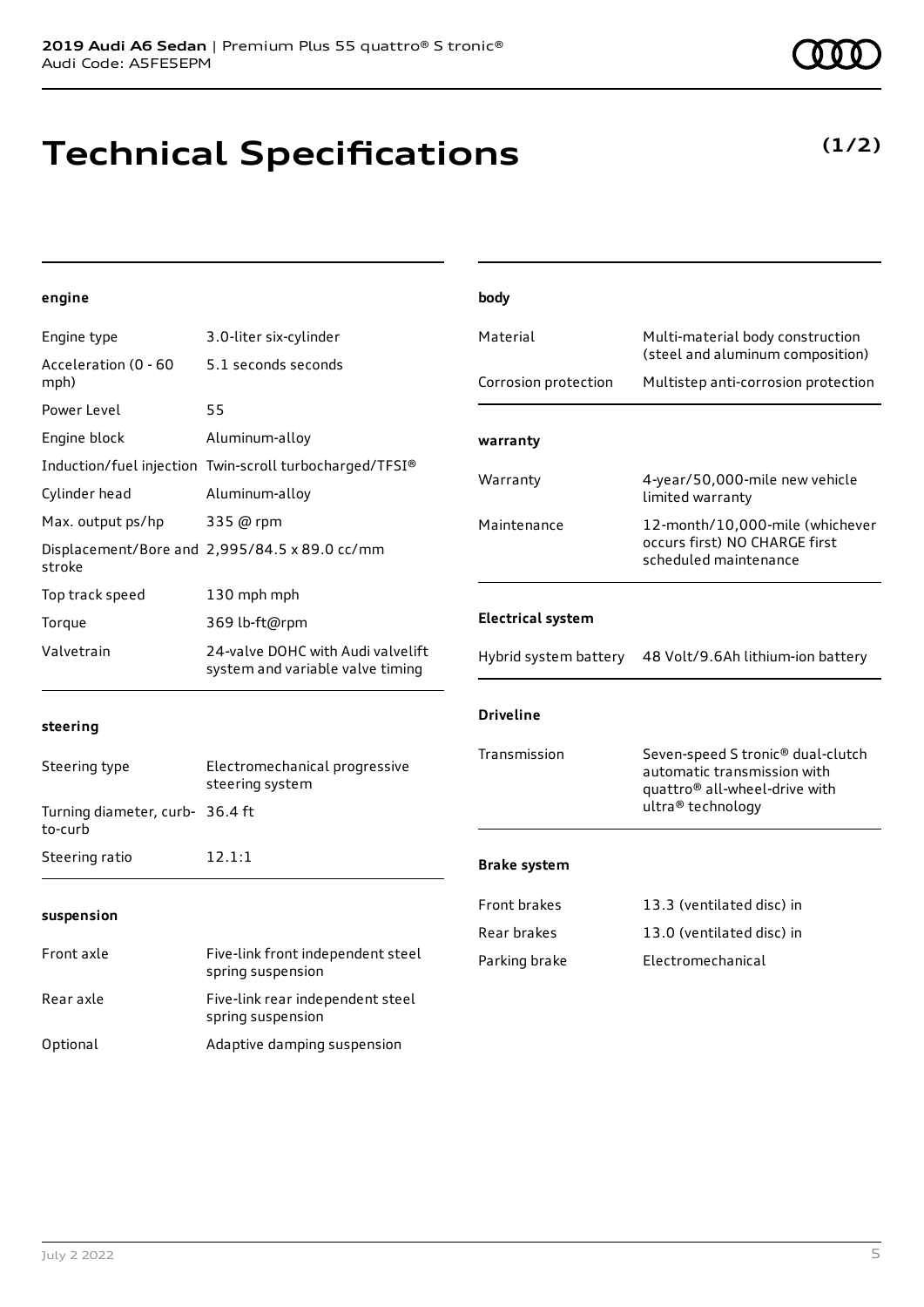# Technical Specifications

**(1/2)**

### engine

| | |
|---|---|
| Engine type | 3.0-liter six-cylinder |
| Acceleration (0 - 60 mph) | 5.1 seconds seconds |
| Power Level | 55 |
| Engine block | Aluminum-alloy |
| Induction/fuel injection | Twin-scroll turbocharged/TFSI® |
| Cylinder head | Aluminum-alloy |
| Max. output ps/hp | 335 @ rpm |
| Displacement/Bore and stroke | 2,995/84.5 x 89.0 cc/mm |
| Top track speed | 130 mph mph |
| Torque | 369 lb-ft@rpm |
| Valvetrain | 24-valve DOHC with Audi valvelift system and variable valve timing |

### steering

| | |
|---|---|
| Steering type | Electromechanical progressive steering system |
| Turning diameter, curb-to-curb | 36.4 ft |
| Steering ratio | 12.1:1 |

### suspension

| | |
|---|---|
| Front axle | Five-link front independent steel spring suspension |
| Rear axle | Five-link rear independent steel spring suspension |
| Optional | Adaptive damping suspension |

### body

| | |
|---|---|
| Material | Multi-material body construction (steel and aluminum composition) |
| Corrosion protection | Multistep anti-corrosion protection |

### warranty

| | |
|---|---|
| Warranty | 4-year/50,000-mile new vehicle limited warranty |
| Maintenance | 12-month/10,000-mile (whichever occurs first) NO CHARGE first scheduled maintenance |

### Electrical system

| | |
|---|---|
| Hybrid system battery | 48 Volt/9.6Ah lithium-ion battery |

### Driveline

| | |
|---|---|
| Transmission | Seven-speed S tronic® dual-clutch automatic transmission with quattro® all-wheel-drive with ultra® technology |

### Brake system

| | |
|---|---|
| Front brakes | 13.3 (ventilated disc) in |
| Rear brakes | 13.0 (ventilated disc) in |
| Parking brake | Electromechanical |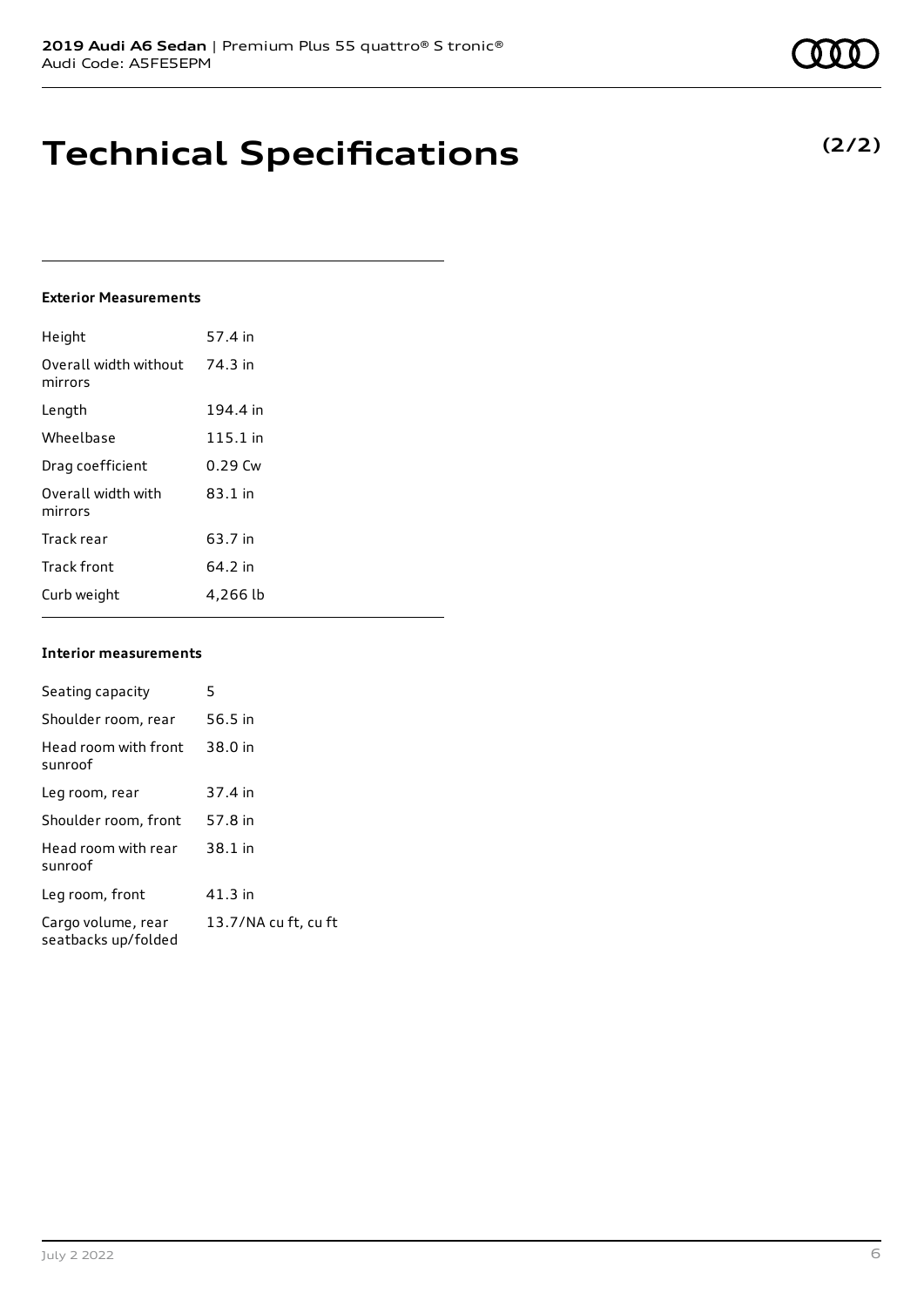# Technical Specifications

**(2/2)**

### Exterior Measurements

| | |
|---|---|
| Height | 57.4 in |
| Overall width without mirrors | 74.3 in |
| Length | 194.4 in |
| Wheelbase | 115.1 in |
| Drag coefficient | 0.29 Cw |
| Overall width with mirrors | 83.1 in |
| Track rear | 63.7 in |
| Track front | 64.2 in |
| Curb weight | 4,266 lb |

### Interior measurements

| | |
|---|---|
| Seating capacity | 5 |
| Shoulder room, rear | 56.5 in |
| Head room with front sunroof | 38.0 in |
| Leg room, rear | 37.4 in |
| Shoulder room, front | 57.8 in |
| Head room with rear sunroof | 38.1 in |
| Leg room, front | 41.3 in |
| Cargo volume, rear seatbacks up/folded | 13.7/NA cu ft, cu ft |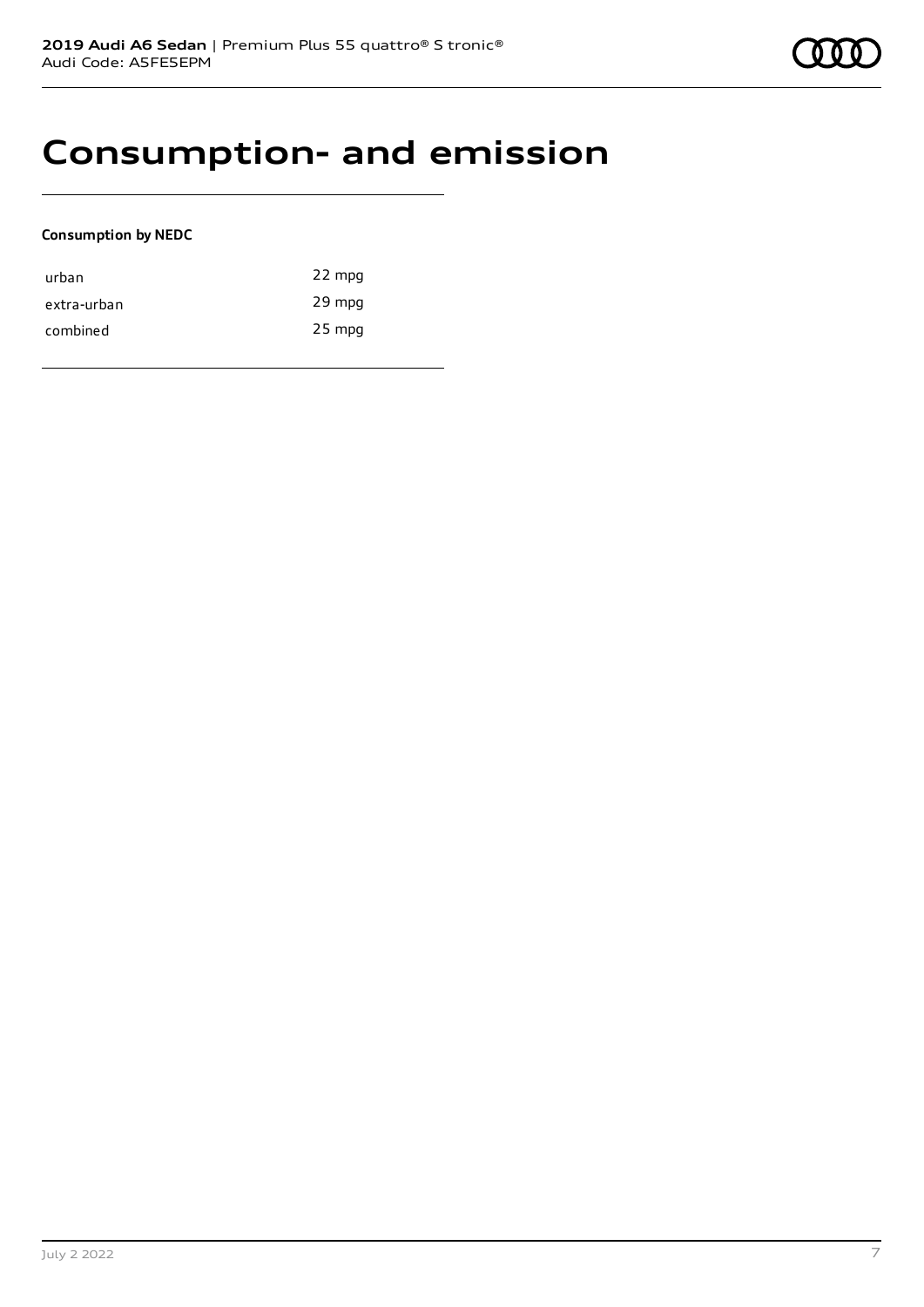# Consumption- and emission

**Consumption by NEDC**

| | |
|---|---|
| urban | 22 mpg |
| extra-urban | 29 mpg |
| combined | 25 mpg |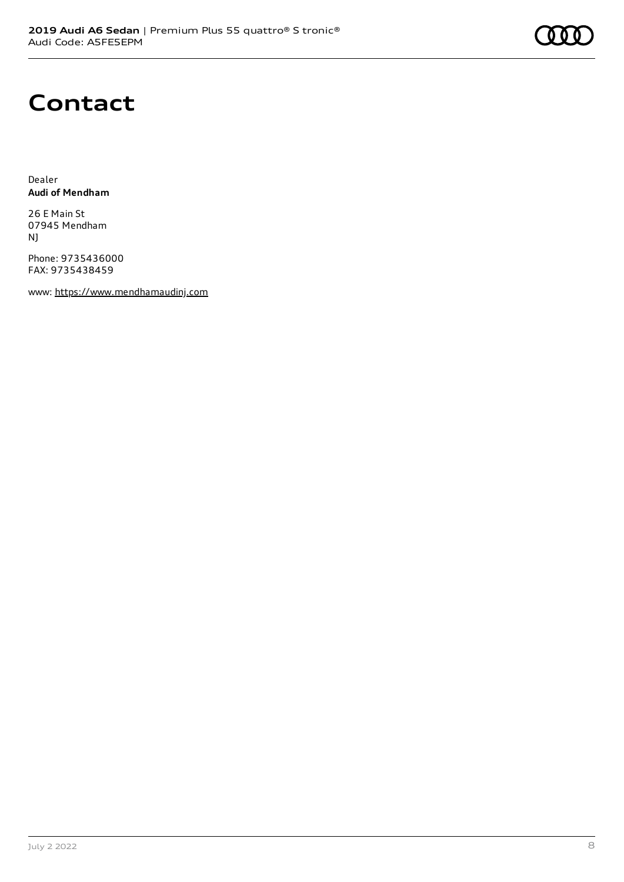# Contact

Dealer
**Audi of Mendham**

26 E Main St
07945 Mendham
NJ

Phone: 9735436000
FAX: 9735438459

www: https://www.mendhamaudinj.com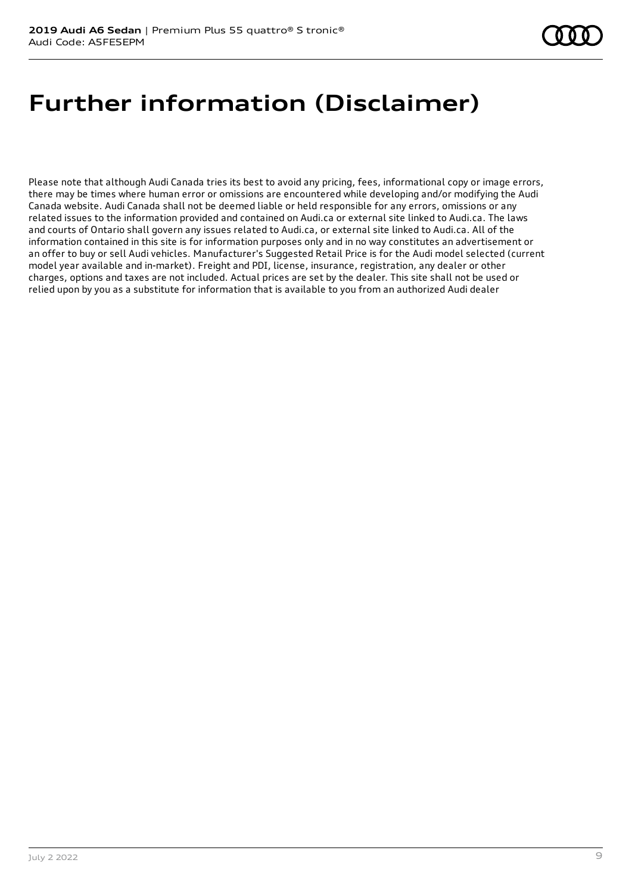# Further information (Disclaimer)

Please note that although Audi Canada tries its best to avoid any pricing, fees, informational copy or image errors, there may be times where human error or omissions are encountered while developing and/or modifying the Audi Canada website. Audi Canada shall not be deemed liable or held responsible for any errors, omissions or any related issues to the information provided and contained on Audi.ca or external site linked to Audi.ca. The laws and courts of Ontario shall govern any issues related to Audi.ca, or external site linked to Audi.ca. All of the information contained in this site is for information purposes only and in no way constitutes an advertisement or an offer to buy or sell Audi vehicles. Manufacturer's Suggested Retail Price is for the Audi model selected (current model year available and in-market). Freight and PDI, license, insurance, registration, any dealer or other charges, options and taxes are not included. Actual prices are set by the dealer. This site shall not be used or relied upon by you as a substitute for information that is available to you from an authorized Audi dealer